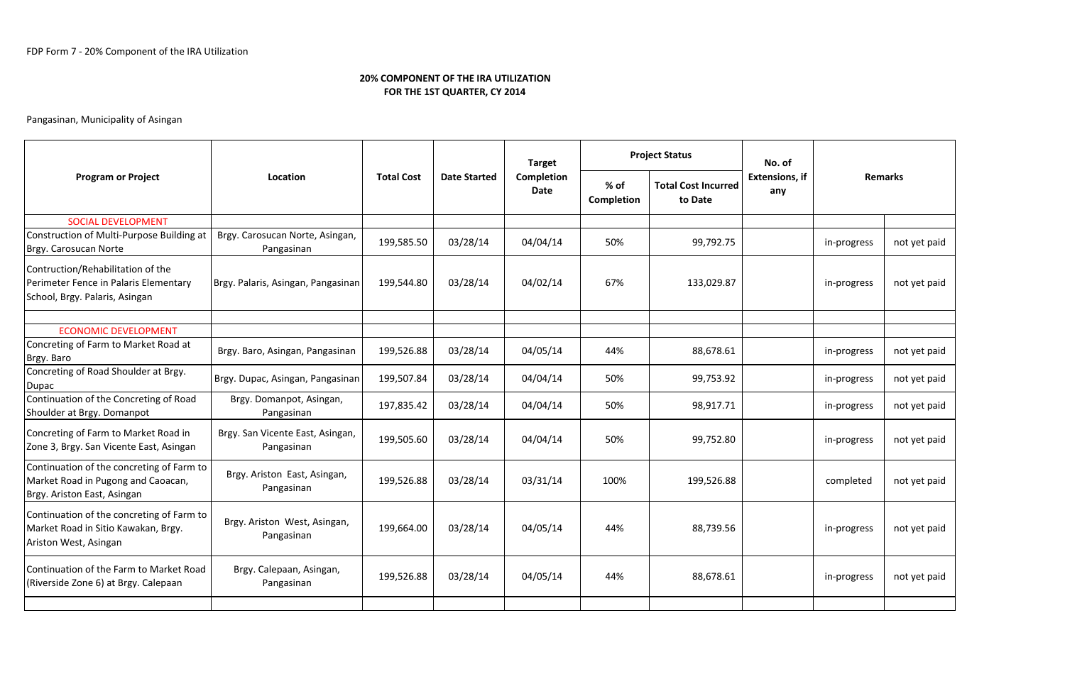FDP Form 7 - 20% Component of the IRA Utilization

**20% COMPONENT OF THE IRA UTILIZATION**
**FOR THE 1ST QUARTER, CY 2014**

Pangasinan, Municipality of Asingan

| Program or Project | Location | Total Cost | Date Started | Target Completion Date | Project Status | | No. of Extensions, if any | Remarks | |
|---|---|---|---|---|---|---|---|---|---|
| | | | | | % of Completion | Total Cost Incurred to Date | | | |
| SOCIAL DEVELOPMENT | | | | | | | | | |
| Construction of Multi-Purpose Building at Brgy. Carosucan Norte | Brgy. Carosucan Norte, Asingan, Pangasinan | 199,585.50 | 03/28/14 | 04/04/14 | 50% | 99,792.75 | | in-progress | not yet paid |
| Contruction/Rehabilitation of the Perimeter Fence in Palaris Elementary School, Brgy. Palaris, Asingan | Brgy. Palaris, Asingan, Pangasinan | 199,544.80 | 03/28/14 | 04/02/14 | 67% | 133,029.87 | | in-progress | not yet paid |
| | | | | | | | | | |
| ECONOMIC DEVELOPMENT | | | | | | | | | |
| Concreting of Farm to Market Road at Brgy. Baro | Brgy. Baro, Asingan, Pangasinan | 199,526.88 | 03/28/14 | 04/05/14 | 44% | 88,678.61 | | in-progress | not yet paid |
| Concreting of Road Shoulder at Brgy. Dupac | Brgy. Dupac, Asingan, Pangasinan | 199,507.84 | 03/28/14 | 04/04/14 | 50% | 99,753.92 | | in-progress | not yet paid |
| Continuation of the Concreting of Road Shoulder at Brgy. Domanpot | Brgy. Domanpot, Asingan, Pangasinan | 197,835.42 | 03/28/14 | 04/04/14 | 50% | 98,917.71 | | in-progress | not yet paid |
| Concreting of Farm to Market Road in Zone 3, Brgy. San Vicente East, Asingan | Brgy. San Vicente East, Asingan, Pangasinan | 199,505.60 | 03/28/14 | 04/04/14 | 50% | 99,752.80 | | in-progress | not yet paid |
| Continuation of the concreting of Farm to Market Road in Pugong and Caoacan, Brgy. Ariston East, Asingan | Brgy. Ariston East, Asingan, Pangasinan | 199,526.88 | 03/28/14 | 03/31/14 | 100% | 199,526.88 | | completed | not yet paid |
| Continuation of the concreting of Farm to Market Road in Sitio Kawakan, Brgy. Ariston West, Asingan | Brgy. Ariston West, Asingan, Pangasinan | 199,664.00 | 03/28/14 | 04/05/14 | 44% | 88,739.56 | | in-progress | not yet paid |
| Continuation of the Farm to Market Road (Riverside Zone 6) at Brgy. Calepaan | Brgy. Calepaan, Asingan, Pangasinan | 199,526.88 | 03/28/14 | 04/05/14 | 44% | 88,678.61 | | in-progress | not yet paid |
| | | | | | | | | | |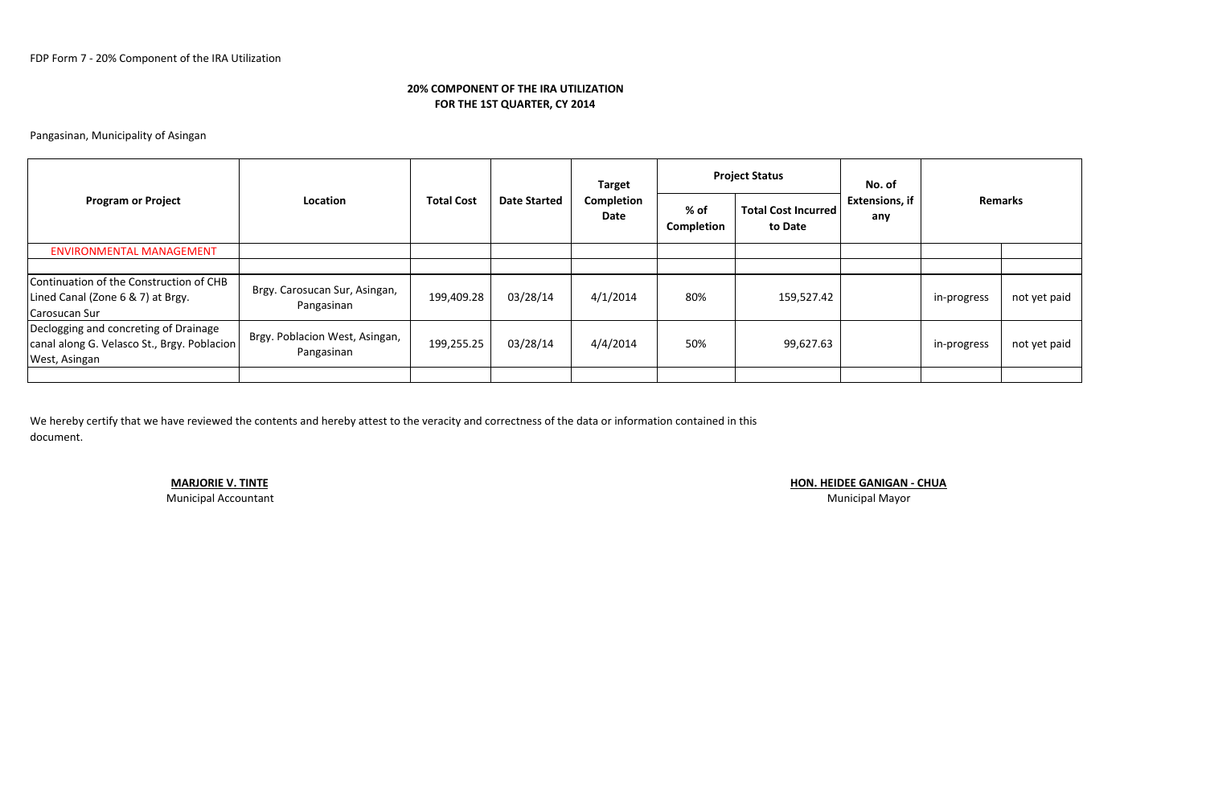FDP Form 7 - 20% Component of the IRA Utilization

**20% COMPONENT OF THE IRA UTILIZATION**
**FOR THE 1ST QUARTER, CY 2014**

Pangasinan, Municipality of Asingan

| Program or Project | Location | Total Cost | Date Started | Target Completion Date | Project Status | | No. of Extensions, if any | Remarks | |
|---|---|---|---|---|---|---|---|---|---|
| | | | | | % of Completion | Total Cost Incurred to Date | | | |
| ENVIRONMENTAL MANAGEMENT | | | | | | | | | |
| | | | | | | | | | |
| Continuation of the Construction of CHB Lined Canal (Zone 6 & 7) at Brgy. Carosucan Sur | Brgy. Carosucan Sur, Asingan, Pangasinan | 199,409.28 | 03/28/14 | 4/1/2014 | 80% | 159,527.42 | | in-progress | not yet paid |
| Declogging and concreting of Drainage canal along G. Velasco St., Brgy. Poblacion West, Asingan | Brgy. Poblacion West, Asingan, Pangasinan | 199,255.25 | 03/28/14 | 4/4/2014 | 50% | 99,627.63 | | in-progress | not yet paid |
| | | | | | | | | | |

We hereby certify that we have reviewed the contents and hereby attest to the veracity and correctness of the data or information contained in this document.

**MARJORIE V. TINTE**
Municipal Accountant

**HON. HEIDEE GANIGAN - CHUA**
Municipal Mayor